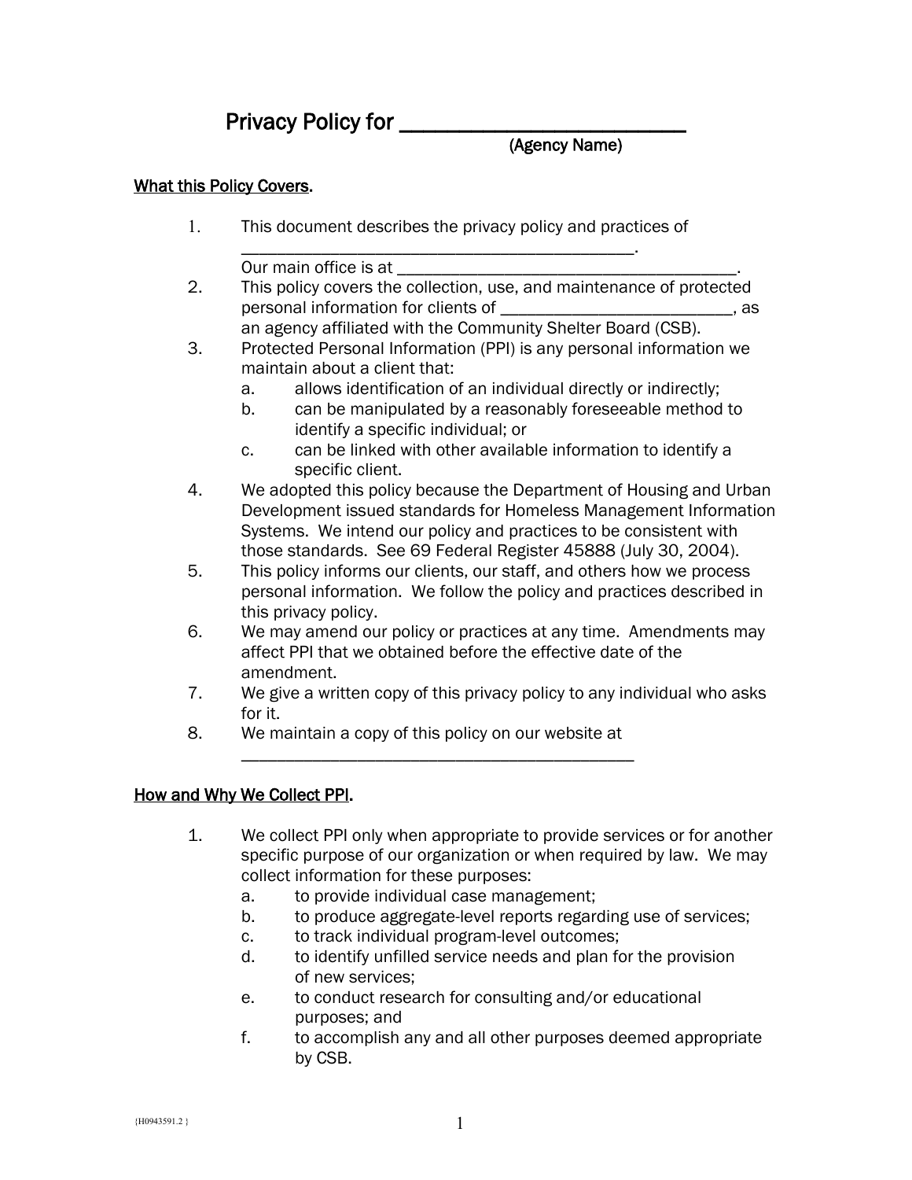# Privacy Policy for ______________________

(Agency Name)

## What this Policy Covers.

1. This document describes the privacy policy and practices of ________________________________________. Our main office is at ___________________________________.
2. This policy covers the collection, use, and maintenance of protected personal information for clients of ________________________, as an agency affiliated with the Community Shelter Board (CSB).
3. Protected Personal Information (PPI) is any personal information we maintain about a client that:
   a. allows identification of an individual directly or indirectly;
   b. can be manipulated by a reasonably foreseeable method to identify a specific individual; or
   c. can be linked with other available information to identify a specific client.
4. We adopted this policy because the Department of Housing and Urban Development issued standards for Homeless Management Information Systems. We intend our policy and practices to be consistent with those standards. See 69 Federal Register 45888 (July 30, 2004).
5. This policy informs our clients, our staff, and others how we process personal information. We follow the policy and practices described in this privacy policy.
6. We may amend our policy or practices at any time. Amendments may affect PPI that we obtained before the effective date of the amendment.
7. We give a written copy of this privacy policy to any individual who asks for it.
8. We maintain a copy of this policy on our website at ________________________________________

## How and Why We Collect PPI.

1. We collect PPI only when appropriate to provide services or for another specific purpose of our organization or when required by law. We may collect information for these purposes:
   a. to provide individual case management;
   b. to produce aggregate-level reports regarding use of services;
   c. to track individual program-level outcomes;
   d. to identify unfilled service needs and plan for the provision of new services;
   e. to conduct research for consulting and/or educational purposes; and
   f. to accomplish any and all other purposes deemed appropriate by CSB.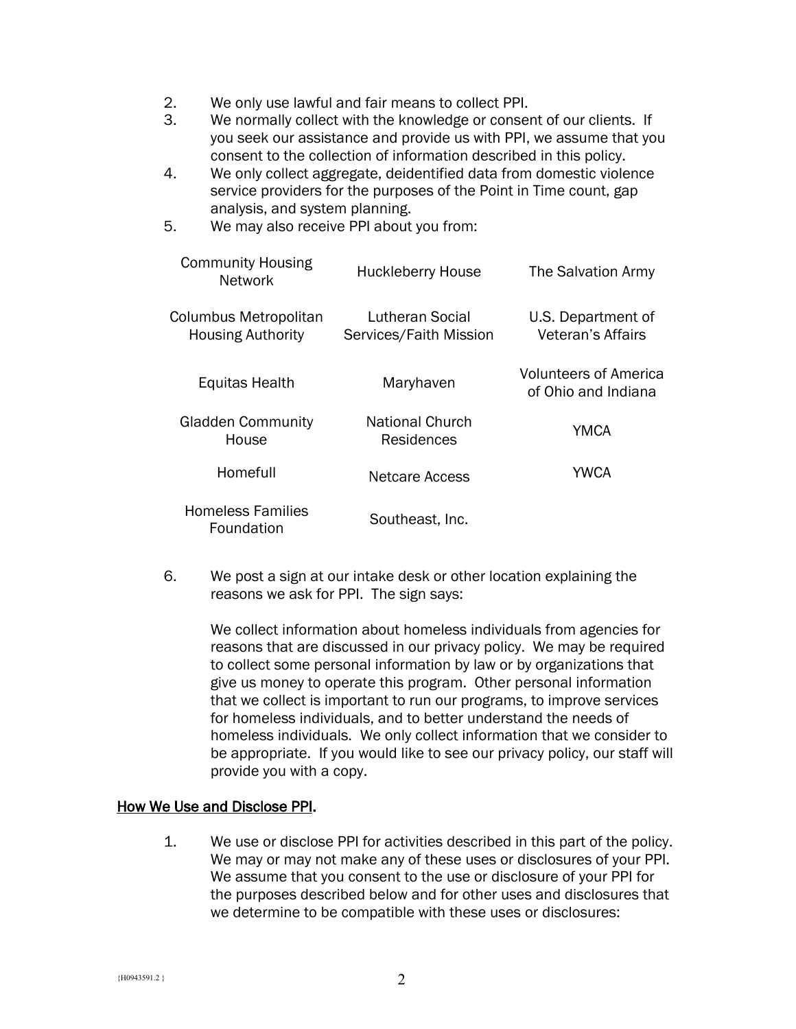2. We only use lawful and fair means to collect PPI.
3. We normally collect with the knowledge or consent of our clients. If you seek our assistance and provide us with PPI, we assume that you consent to the collection of information described in this policy.
4. We only collect aggregate, deidentified data from domestic violence service providers for the purposes of the Point in Time count, gap analysis, and system planning.
5. We may also receive PPI about you from:

| | | |
|---|---|---|
| Community Housing Network | Huckleberry House | The Salvation Army |
| Columbus Metropolitan Housing Authority | Lutheran Social Services/Faith Mission | U.S. Department of Veteran's Affairs |
| Equitas Health | Maryhaven | Volunteers of America of Ohio and Indiana |
| Gladden Community House | National Church Residences | YMCA |
| Homefull | Netcare Access | YWCA |
| Homeless Families Foundation | Southeast, Inc. | |

6. We post a sign at our intake desk or other location explaining the reasons we ask for PPI. The sign says:

   We collect information about homeless individuals from agencies for reasons that are discussed in our privacy policy. We may be required to collect some personal information by law or by organizations that give us money to operate this program. Other personal information that we collect is important to run our programs, to improve services for homeless individuals, and to better understand the needs of homeless individuals. We only collect information that we consider to be appropriate. If you would like to see our privacy policy, our staff will provide you with a copy.

<u>How We Use and Disclose PPI</u>.

1. We use or disclose PPI for activities described in this part of the policy. We may or may not make any of these uses or disclosures of your PPI. We assume that you consent to the use or disclosure of your PPI for the purposes described below and for other uses and disclosures that we determine to be compatible with these uses or disclosures: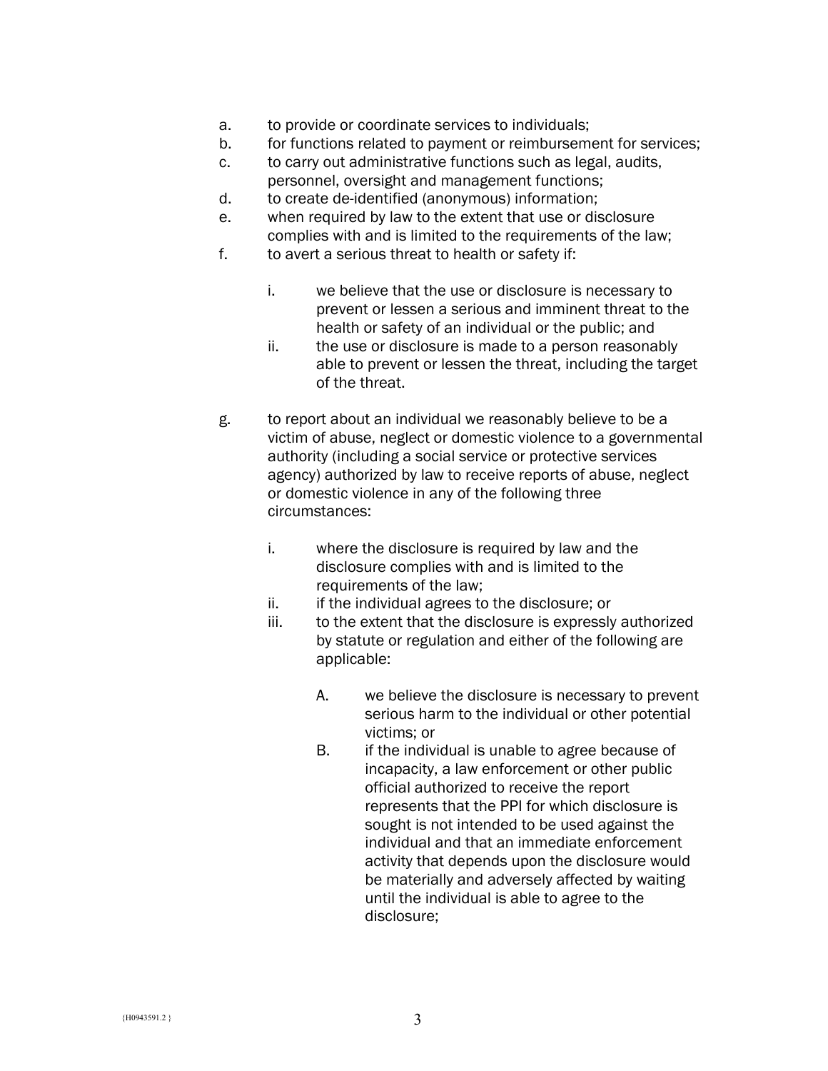a. to provide or coordinate services to individuals;
b. for functions related to payment or reimbursement for services;
c. to carry out administrative functions such as legal, audits, personnel, oversight and management functions;
d. to create de-identified (anonymous) information;
e. when required by law to the extent that use or disclosure complies with and is limited to the requirements of the law;
f. to avert a serious threat to health or safety if:

    i. we believe that the use or disclosure is necessary to prevent or lessen a serious and imminent threat to the health or safety of an individual or the public; and
    ii. the use or disclosure is made to a person reasonably able to prevent or lessen the threat, including the target of the threat.

g. to report about an individual we reasonably believe to be a victim of abuse, neglect or domestic violence to a governmental authority (including a social service or protective services agency) authorized by law to receive reports of abuse, neglect or domestic violence in any of the following three circumstances:

    i. where the disclosure is required by law and the disclosure complies with and is limited to the requirements of the law;
    ii. if the individual agrees to the disclosure; or
    iii. to the extent that the disclosure is expressly authorized by statute or regulation and either of the following are applicable:

        A. we believe the disclosure is necessary to prevent serious harm to the individual or other potential victims; or
        B. if the individual is unable to agree because of incapacity, a law enforcement or other public official authorized to receive the report represents that the PPI for which disclosure is sought is not intended to be used against the individual and that an immediate enforcement activity that depends upon the disclosure would be materially and adversely affected by waiting until the individual is able to agree to the disclosure;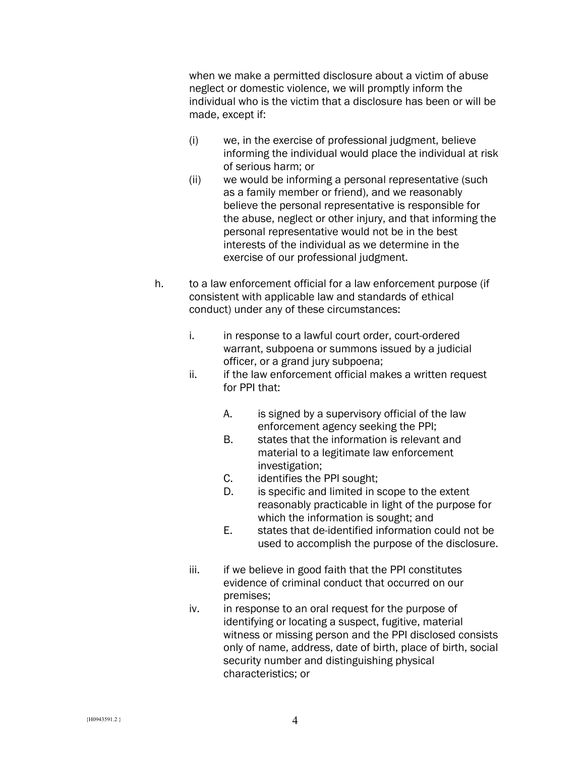when we make a permitted disclosure about a victim of abuse neglect or domestic violence, we will promptly inform the individual who is the victim that a disclosure has been or will be made, except if:

(i) we, in the exercise of professional judgment, believe informing the individual would place the individual at risk of serious harm; or

(ii) we would be informing a personal representative (such as a family member or friend), and we reasonably believe the personal representative is responsible for the abuse, neglect or other injury, and that informing the personal representative would not be in the best interests of the individual as we determine in the exercise of our professional judgment.

h. to a law enforcement official for a law enforcement purpose (if consistent with applicable law and standards of ethical conduct) under any of these circumstances:

  i. in response to a lawful court order, court-ordered warrant, subpoena or summons issued by a judicial officer, or a grand jury subpoena;

  ii. if the law enforcement official makes a written request for PPI that:

    A. is signed by a supervisory official of the law enforcement agency seeking the PPI;

    B. states that the information is relevant and material to a legitimate law enforcement investigation;

    C. identifies the PPI sought;

    D. is specific and limited in scope to the extent reasonably practicable in light of the purpose for which the information is sought; and

    E. states that de-identified information could not be used to accomplish the purpose of the disclosure.

  iii. if we believe in good faith that the PPI constitutes evidence of criminal conduct that occurred on our premises;

  iv. in response to an oral request for the purpose of identifying or locating a suspect, fugitive, material witness or missing person and the PPI disclosed consists only of name, address, date of birth, place of birth, social security number and distinguishing physical characteristics; or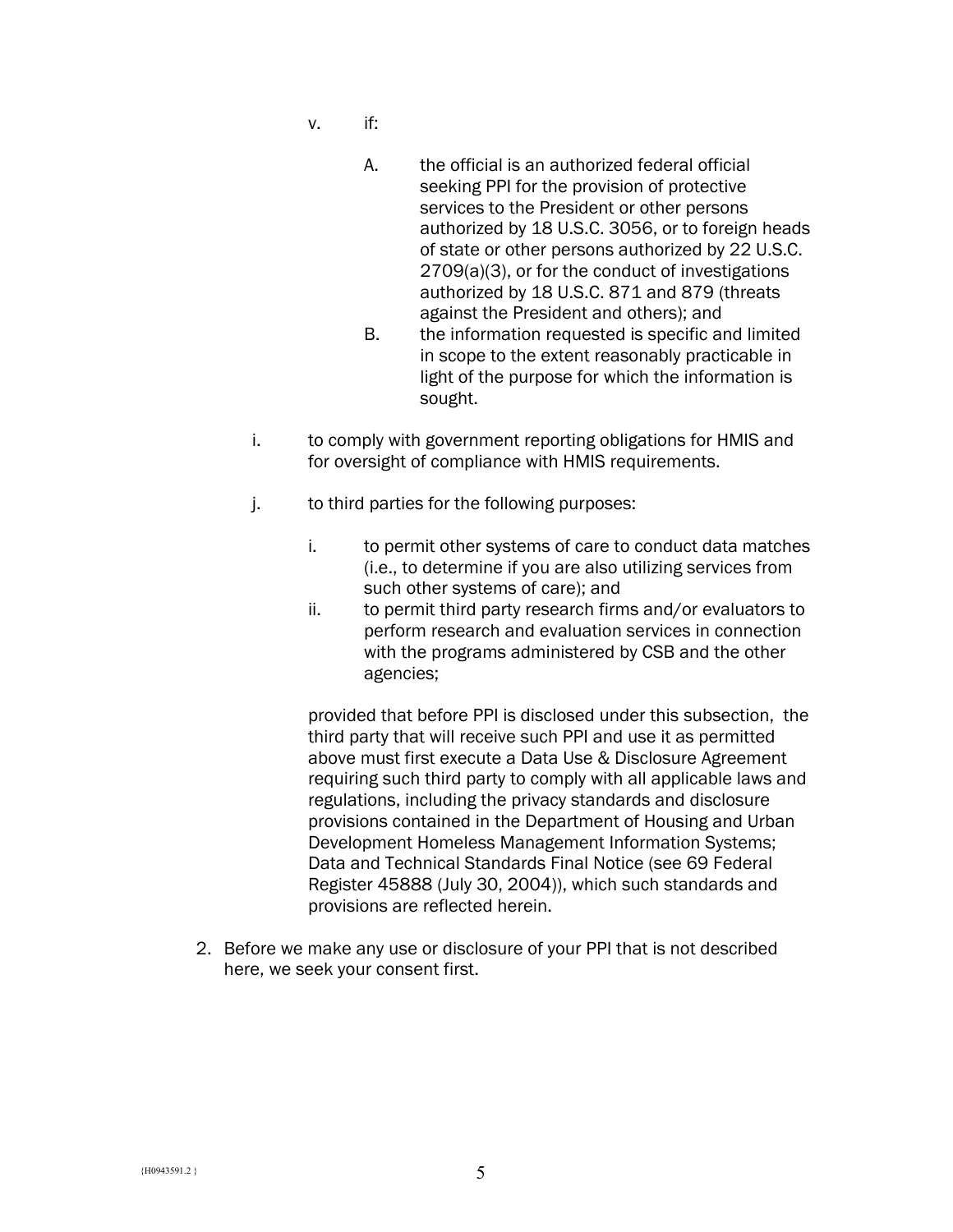v. if:

  A. the official is an authorized federal official seeking PPI for the provision of protective services to the President or other persons authorized by 18 U.S.C. 3056, or to foreign heads of state or other persons authorized by 22 U.S.C. 2709(a)(3), or for the conduct of investigations authorized by 18 U.S.C. 871 and 879 (threats against the President and others); and

  B. the information requested is specific and limited in scope to the extent reasonably practicable in light of the purpose for which the information is sought.

i. to comply with government reporting obligations for HMIS and for oversight of compliance with HMIS requirements.

j. to third parties for the following purposes:

   i. to permit other systems of care to conduct data matches (i.e., to determine if you are also utilizing services from such other systems of care); and

   ii. to permit third party research firms and/or evaluators to perform research and evaluation services in connection with the programs administered by CSB and the other agencies;

   provided that before PPI is disclosed under this subsection, the third party that will receive such PPI and use it as permitted above must first execute a Data Use & Disclosure Agreement requiring such third party to comply with all applicable laws and regulations, including the privacy standards and disclosure provisions contained in the Department of Housing and Urban Development Homeless Management Information Systems; Data and Technical Standards Final Notice (see 69 Federal Register 45888 (July 30, 2004)), which such standards and provisions are reflected herein.

2. Before we make any use or disclosure of your PPI that is not described here, we seek your consent first.

{H0943591.2 }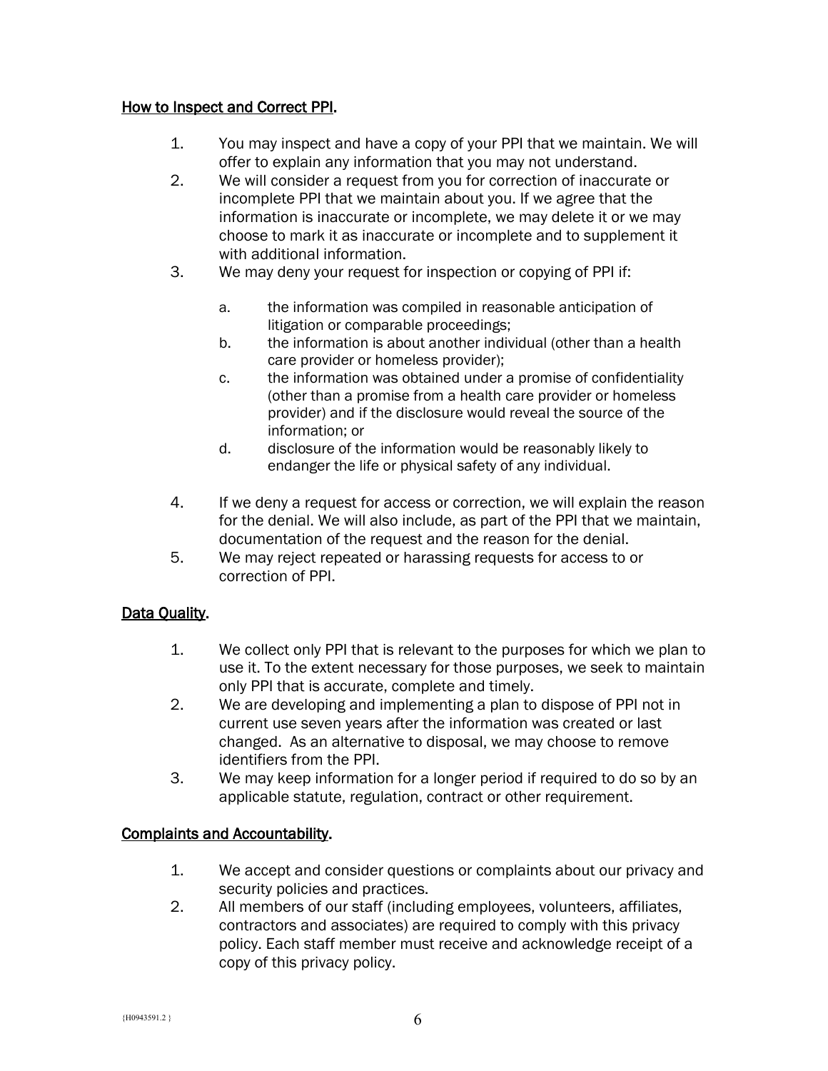<u>How to Inspect and Correct PPI</u>.

1. You may inspect and have a copy of your PPI that we maintain. We will offer to explain any information that you may not understand.
2. We will consider a request from you for correction of inaccurate or incomplete PPI that we maintain about you. If we agree that the information is inaccurate or incomplete, we may delete it or we may choose to mark it as inaccurate or incomplete and to supplement it with additional information.
3. We may deny your request for inspection or copying of PPI if:

   a. the information was compiled in reasonable anticipation of litigation or comparable proceedings;
   b. the information is about another individual (other than a health care provider or homeless provider);
   c. the information was obtained under a promise of confidentiality (other than a promise from a health care provider or homeless provider) and if the disclosure would reveal the source of the information; or
   d. disclosure of the information would be reasonably likely to endanger the life or physical safety of any individual.

4. If we deny a request for access or correction, we will explain the reason for the denial. We will also include, as part of the PPI that we maintain, documentation of the request and the reason for the denial.
5. We may reject repeated or harassing requests for access to or correction of PPI.

<u>Data Quality</u>.

1. We collect only PPI that is relevant to the purposes for which we plan to use it. To the extent necessary for those purposes, we seek to maintain only PPI that is accurate, complete and timely.
2. We are developing and implementing a plan to dispose of PPI not in current use seven years after the information was created or last changed. As an alternative to disposal, we may choose to remove identifiers from the PPI.
3. We may keep information for a longer period if required to do so by an applicable statute, regulation, contract or other requirement.

<u>Complaints and Accountability</u>.

1. We accept and consider questions or complaints about our privacy and security policies and practices.
2. All members of our staff (including employees, volunteers, affiliates, contractors and associates) are required to comply with this privacy policy. Each staff member must receive and acknowledge receipt of a copy of this privacy policy.